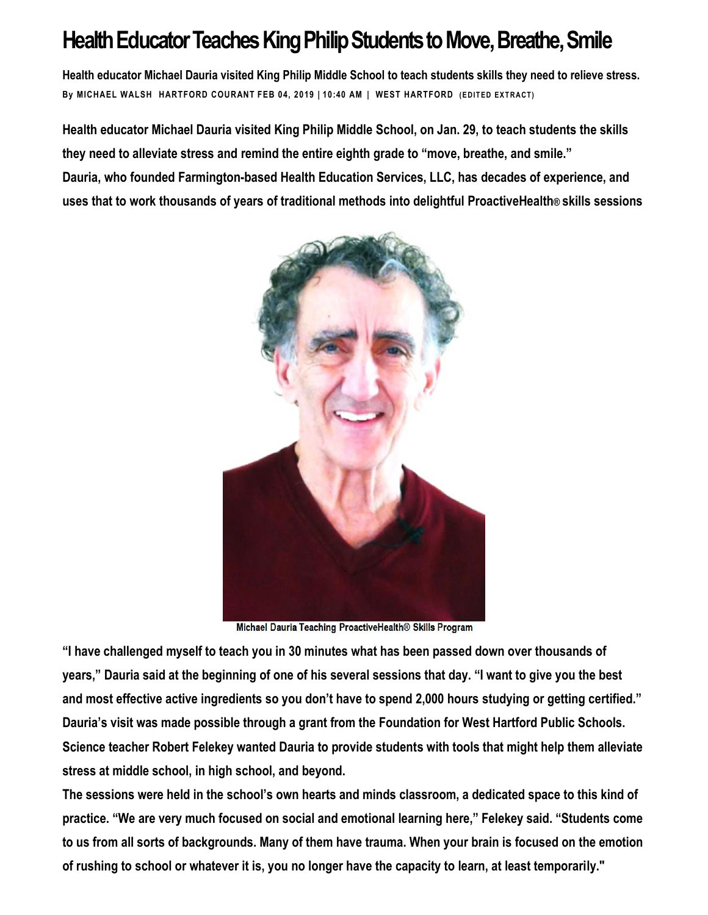# Health Educator Teaches King Philip Students to Move, Breathe, Smile

**Health educator Michael Dauria visited King Philip Middle School to teach students skills they need to relieve stress.**

**By MICHAEL WALSH HARTFORD COURANT FEB 04, 2019 | 10:40 AM | WEST HARTFORD (EDITED EXTRACT)**

Health educator Michael Dauria visited King Philip Middle School, on Jan. 29, to teach students the skills they need to alleviate stress and remind the entire eighth grade to "move, breathe, and smile."

Dauria, who founded Farmington-based Health Education Services, LLC, has decades of experience, and uses that to work thousands of years of traditional methods into delightful ProactiveHealth® skills sessions

Michael Dauria Teaching ProactiveHealth® Skills Program

"I have challenged myself to teach you in 30 minutes what has been passed down over thousands of years," Dauria said at the beginning of one of his several sessions that day. "I want to give you the best and most effective active ingredients so you don't have to spend 2,000 hours studying or getting certified."

Dauria's visit was made possible through a grant from the Foundation for West Hartford Public Schools. Science teacher Robert Felekey wanted Dauria to provide students with tools that might help them alleviate stress at middle school, in high school, and beyond.

The sessions were held in the school's own hearts and minds classroom, a dedicated space to this kind of practice. "We are very much focused on social and emotional learning here," Felekey said. "Students come to us from all sorts of backgrounds. Many of them have trauma. When your brain is focused on the emotion of rushing to school or whatever it is, you no longer have the capacity to learn, at least temporarily."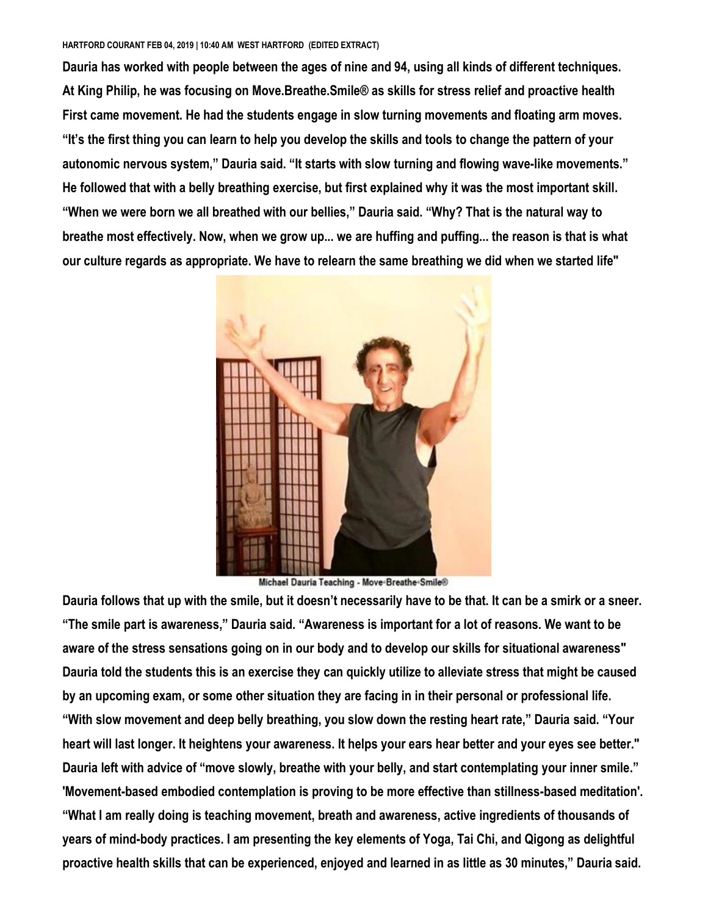HARTFORD COURANT FEB 04, 2019 | 10:40 AM WEST HARTFORD (EDITED EXTRACT)

**Dauria has worked with people between the ages of nine and 94, using all kinds of different techniques. At King Philip, he was focusing on Move.Breathe.Smile® as skills for stress relief and proactive health First came movement. He had the students engage in slow turning movements and floating arm moves. "It's the first thing you can learn to help you develop the skills and tools to change the pattern of your autonomic nervous system," Dauria said. "It starts with slow turning and flowing wave-like movements." He followed that with a belly breathing exercise, but first explained why it was the most important skill. "When we were born we all breathed with our bellies," Dauria said. "Why? That is the natural way to breathe most effectively. Now, when we grow up... we are huffing and puffing... the reason is that is what our culture regards as appropriate. We have to relearn the same breathing we did when we started life"**

Michael Dauria Teaching - Move•Breathe•Smile®

**Dauria follows that up with the smile, but it doesn't necessarily have to be that. It can be a smirk or a sneer. "The smile part is awareness," Dauria said. "Awareness is important for a lot of reasons. We want to be aware of the stress sensations going on in our body and to develop our skills for situational awareness" Dauria told the students this is an exercise they can quickly utilize to alleviate stress that might be caused by an upcoming exam, or some other situation they are facing in in their personal or professional life. "With slow movement and deep belly breathing, you slow down the resting heart rate," Dauria said. "Your heart will last longer. It heightens your awareness. It helps your ears hear better and your eyes see better." Dauria left with advice of "move slowly, breathe with your belly, and start contemplating your inner smile." 'Movement-based embodied contemplation is proving to be more effective than stillness-based meditation'. "What I am really doing is teaching movement, breath and awareness, active ingredients of thousands of years of mind-body practices. I am presenting the key elements of Yoga, Tai Chi, and Qigong as delightful proactive health skills that can be experienced, enjoyed and learned in as little as 30 minutes," Dauria said.**